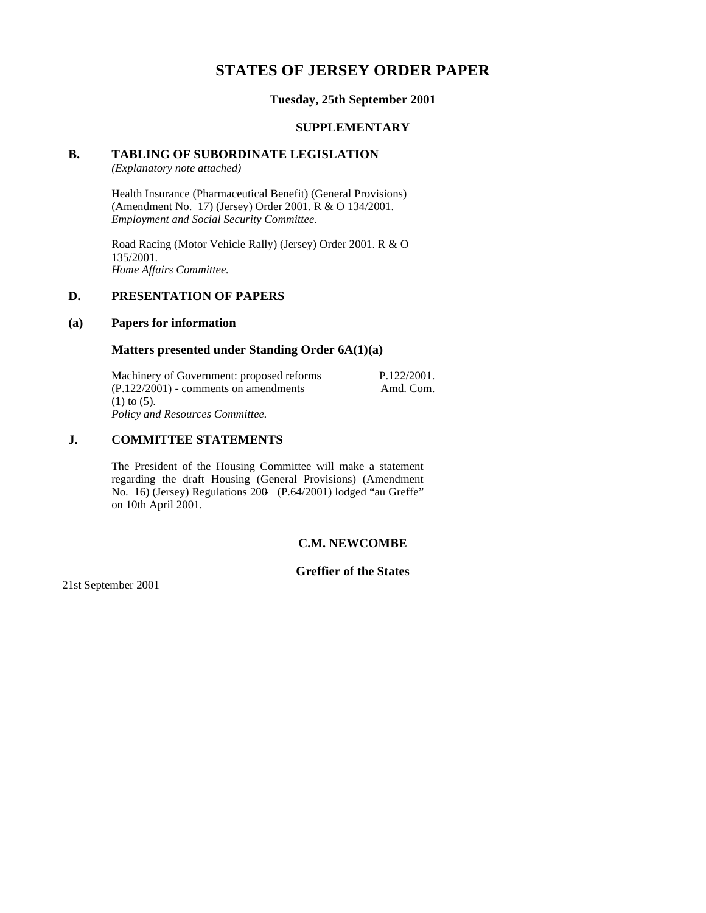# STATES OF JERSEY ORDER PAPER

**Tuesday, 25th September 2001**

**SUPPLEMENTARY**

## B. TABLING OF SUBORDINATE LEGISLATION

*(Explanatory note attached)*

Health Insurance (Pharmaceutical Benefit) (General Provisions) (Amendment No. 17) (Jersey) Order 2001. R & O 134/2001.
*Employment and Social Security Committee.*

Road Racing (Motor Vehicle Rally) (Jersey) Order 2001. R & O 135/2001.
*Home Affairs Committee.*

## D. PRESENTATION OF PAPERS

### (a) Papers for information

### Matters presented under Standing Order 6A(1)(a)

Machinery of Government: proposed reforms (P.122/2001) - comments on amendments (1) to (5). P.122/2001. Amd. Com.
*Policy and Resources Committee.*

## J. COMMITTEE STATEMENTS

The President of the Housing Committee will make a statement regarding the draft Housing (General Provisions) (Amendment No. 16) (Jersey) Regulations 200- (P.64/2001) lodged "au Greffe" on 10th April 2001.

**C.M. NEWCOMBE**

**Greffier of the States**

21st September 2001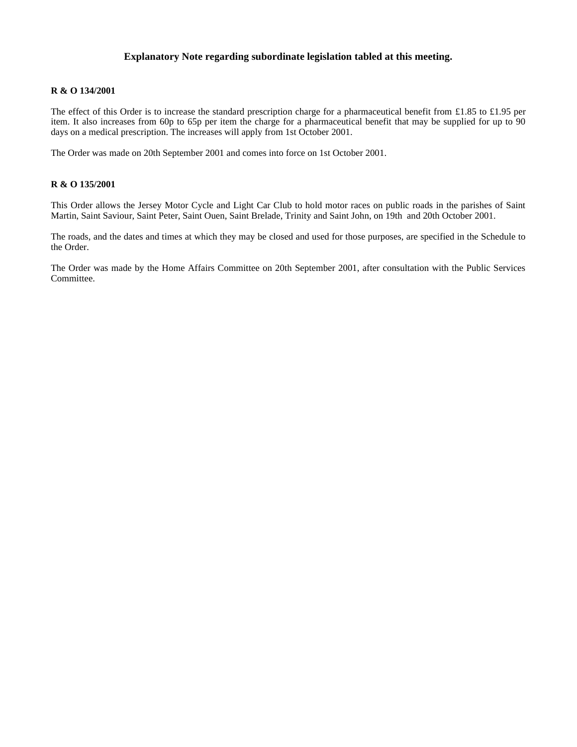## Explanatory Note regarding subordinate legislation tabled at this meeting.

**R & O 134/2001**

The effect of this Order is to increase the standard prescription charge for a pharmaceutical benefit from £1.85 to £1.95 per item. It also increases from 60p to 65p per item the charge for a pharmaceutical benefit that may be supplied for up to 90 days on a medical prescription. The increases will apply from 1st October 2001.

The Order was made on 20th September 2001 and comes into force on 1st October 2001.

**R & O 135/2001**

This Order allows the Jersey Motor Cycle and Light Car Club to hold motor races on public roads in the parishes of Saint Martin, Saint Saviour, Saint Peter, Saint Ouen, Saint Brelade, Trinity and Saint John, on 19th and 20th October 2001.

The roads, and the dates and times at which they may be closed and used for those purposes, are specified in the Schedule to the Order.

The Order was made by the Home Affairs Committee on 20th September 2001, after consultation with the Public Services Committee.